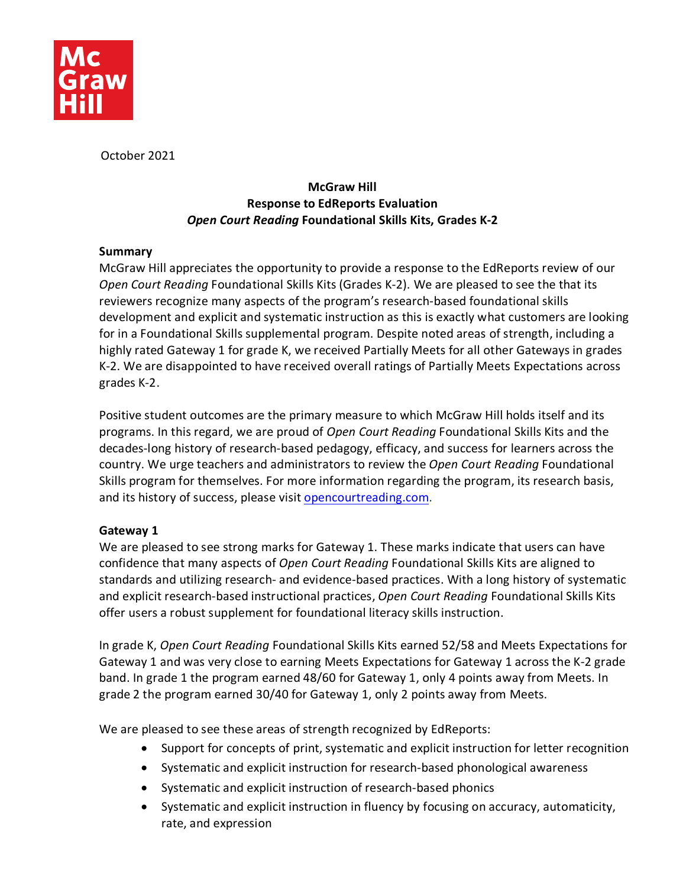October 2021

**McGraw Hill**
**Response to EdReports Evaluation**
***Open Court Reading* Foundational Skills Kits, Grades K-2**

**Summary**

McGraw Hill appreciates the opportunity to provide a response to the EdReports review of our *Open Court Reading* Foundational Skills Kits (Grades K-2). We are pleased to see the that its reviewers recognize many aspects of the program's research-based foundational skills development and explicit and systematic instruction as this is exactly what customers are looking for in a Foundational Skills supplemental program. Despite noted areas of strength, including a highly rated Gateway 1 for grade K, we received Partially Meets for all other Gateways in grades K-2. We are disappointed to have received overall ratings of Partially Meets Expectations across grades K-2.

Positive student outcomes are the primary measure to which McGraw Hill holds itself and its programs. In this regard, we are proud of *Open Court Reading* Foundational Skills Kits and the decades-long history of research-based pedagogy, efficacy, and success for learners across the country. We urge teachers and administrators to review the *Open Court Reading* Foundational Skills program for themselves. For more information regarding the program, its research basis, and its history of success, please visit opencourtreading.com.

**Gateway 1**

We are pleased to see strong marks for Gateway 1. These marks indicate that users can have confidence that many aspects of *Open Court Reading* Foundational Skills Kits are aligned to standards and utilizing research- and evidence-based practices. With a long history of systematic and explicit research-based instructional practices, *Open Court Reading* Foundational Skills Kits offer users a robust supplement for foundational literacy skills instruction.

In grade K, *Open Court Reading* Foundational Skills Kits earned 52/58 and Meets Expectations for Gateway 1 and was very close to earning Meets Expectations for Gateway 1 across the K-2 grade band. In grade 1 the program earned 48/60 for Gateway 1, only 4 points away from Meets. In grade 2 the program earned 30/40 for Gateway 1, only 2 points away from Meets.

We are pleased to see these areas of strength recognized by EdReports:

- Support for concepts of print, systematic and explicit instruction for letter recognition
- Systematic and explicit instruction for research-based phonological awareness
- Systematic and explicit instruction of research-based phonics
- Systematic and explicit instruction in fluency by focusing on accuracy, automaticity, rate, and expression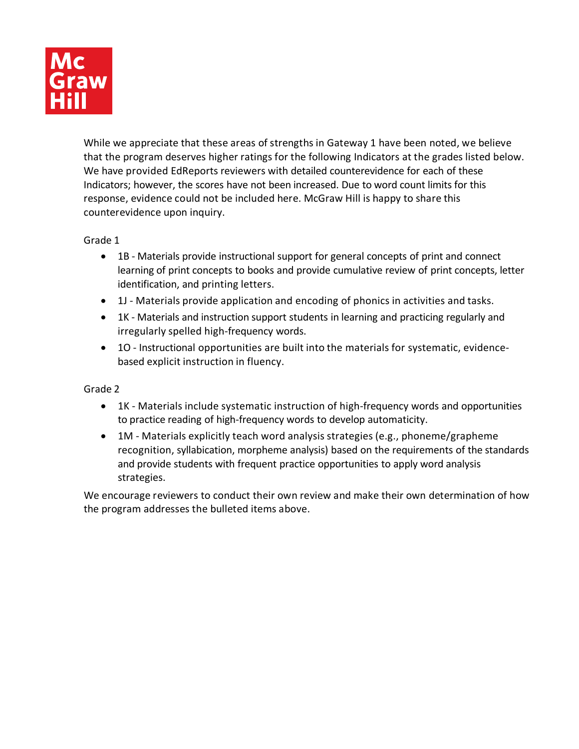While we appreciate that these areas of strengths in Gateway 1 have been noted, we believe that the program deserves higher ratings for the following Indicators at the grades listed below. We have provided EdReports reviewers with detailed counterevidence for each of these Indicators; however, the scores have not been increased. Due to word count limits for this response, evidence could not be included here. McGraw Hill is happy to share this counterevidence upon inquiry.

Grade 1

- 1B - Materials provide instructional support for general concepts of print and connect learning of print concepts to books and provide cumulative review of print concepts, letter identification, and printing letters.
- 1J - Materials provide application and encoding of phonics in activities and tasks.
- 1K - Materials and instruction support students in learning and practicing regularly and irregularly spelled high-frequency words.
- 1O - Instructional opportunities are built into the materials for systematic, evidence-based explicit instruction in fluency.

Grade 2

- 1K - Materials include systematic instruction of high-frequency words and opportunities to practice reading of high-frequency words to develop automaticity.
- 1M - Materials explicitly teach word analysis strategies (e.g., phoneme/grapheme recognition, syllabication, morpheme analysis) based on the requirements of the standards and provide students with frequent practice opportunities to apply word analysis strategies.

We encourage reviewers to conduct their own review and make their own determination of how the program addresses the bulleted items above.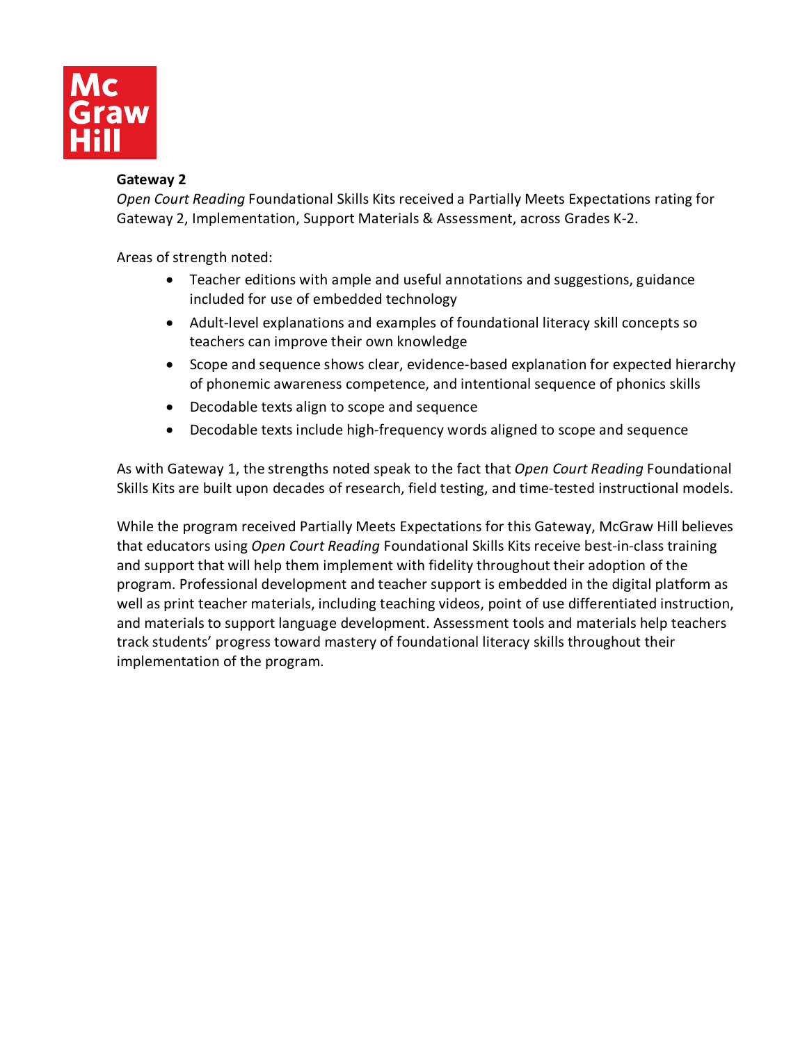**Gateway 2**

*Open Court Reading* Foundational Skills Kits received a Partially Meets Expectations rating for Gateway 2, Implementation, Support Materials & Assessment, across Grades K-2.

Areas of strength noted:

- Teacher editions with ample and useful annotations and suggestions, guidance included for use of embedded technology
- Adult-level explanations and examples of foundational literacy skill concepts so teachers can improve their own knowledge
- Scope and sequence shows clear, evidence-based explanation for expected hierarchy of phonemic awareness competence, and intentional sequence of phonics skills
- Decodable texts align to scope and sequence
- Decodable texts include high-frequency words aligned to scope and sequence

As with Gateway 1, the strengths noted speak to the fact that *Open Court Reading* Foundational Skills Kits are built upon decades of research, field testing, and time-tested instructional models.

While the program received Partially Meets Expectations for this Gateway, McGraw Hill believes that educators using *Open Court Reading* Foundational Skills Kits receive best-in-class training and support that will help them implement with fidelity throughout their adoption of the program. Professional development and teacher support is embedded in the digital platform as well as print teacher materials, including teaching videos, point of use differentiated instruction, and materials to support language development. Assessment tools and materials help teachers track students' progress toward mastery of foundational literacy skills throughout their implementation of the program.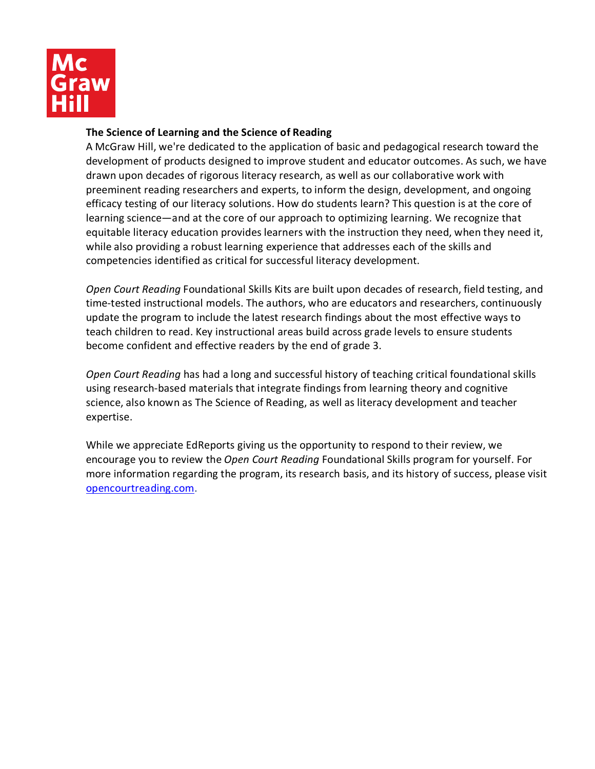McGraw Hill

**The Science of Learning and the Science of Reading**

A McGraw Hill, we're dedicated to the application of basic and pedagogical research toward the development of products designed to improve student and educator outcomes. As such, we have drawn upon decades of rigorous literacy research, as well as our collaborative work with preeminent reading researchers and experts, to inform the design, development, and ongoing efficacy testing of our literacy solutions. How do students learn? This question is at the core of learning science—and at the core of our approach to optimizing learning. We recognize that equitable literacy education provides learners with the instruction they need, when they need it, while also providing a robust learning experience that addresses each of the skills and competencies identified as critical for successful literacy development.

*Open Court Reading* Foundational Skills Kits are built upon decades of research, field testing, and time-tested instructional models. The authors, who are educators and researchers, continuously update the program to include the latest research findings about the most effective ways to teach children to read. Key instructional areas build across grade levels to ensure students become confident and effective readers by the end of grade 3.

*Open Court Reading* has had a long and successful history of teaching critical foundational skills using research-based materials that integrate findings from learning theory and cognitive science, also known as The Science of Reading, as well as literacy development and teacher expertise.

While we appreciate EdReports giving us the opportunity to respond to their review, we encourage you to review the *Open Court Reading* Foundational Skills program for yourself. For more information regarding the program, its research basis, and its history of success, please visit [opencourtreading.com](opencourtreading.com).